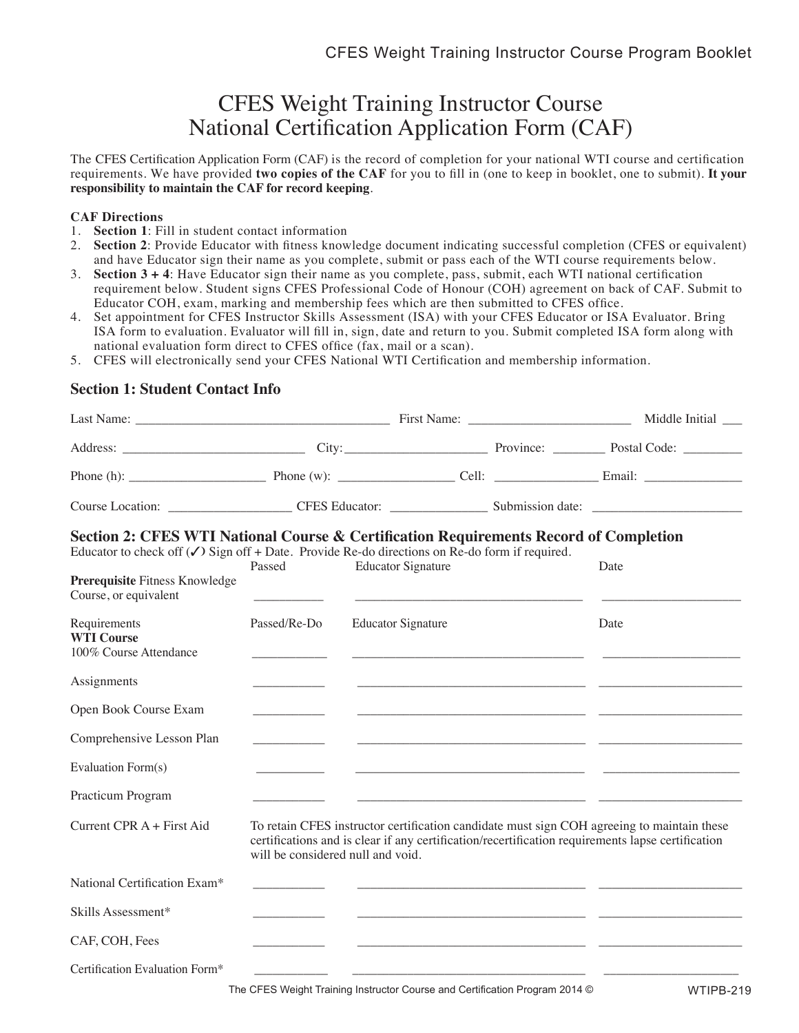# CFES Weight Training Instructor Course National Certification Application Form (CAF)

The CFES Certification Application Form (CAF) is the record of completion for your national WTI course and certification requirements. We have provided **two copies of the CAF** for you to fill in (one to keep in booklet, one to submit). **It your responsibility to maintain the CAF for record keeping**.

**CAF Directions**

1. **Section 1**: Fill in student contact information
2. **Section 2**: Provide Educator with fitness knowledge document indicating successful completion (CFES or equivalent) and have Educator sign their name as you complete, submit or pass each of the WTI course requirements below.
3. **Section 3 + 4**: Have Educator sign their name as you complete, pass, submit, each WTI national certification requirement below. Student signs CFES Professional Code of Honour (COH) agreement on back of CAF. Submit to Educator COH, exam, marking and membership fees which are then submitted to CFES office.
4. Set appointment for CFES Instructor Skills Assessment (ISA) with your CFES Educator or ISA Evaluator. Bring ISA form to evaluation. Evaluator will fill in, sign, date and return to you. Submit completed ISA form along with national evaluation form direct to CFES office (fax, mail or a scan).
5. CFES will electronically send your CFES National WTI Certification and membership information.

## Section 1: Student Contact Info

Last Name: ______________________ First Name: ______________________ Middle Initial ___

Address: ______________________ City: ______________________ Province: ________ Postal Code: _________

Phone (h): ______________________ Phone (w): ______________________ Cell: ______________________ Email: ______________________

Course Location: ______________________ CFES Educator: ______________________ Submission date: ______________________

## Section 2: CFES WTI National Course & Certification Requirements Record of Completion

Educator to check off (✓) Sign off + Date. Provide Re-do directions on Re-do form if required.

| | Passed | Educator Signature | Date |
|---|---|---|---|
| **Prerequisite** Fitness Knowledge Course, or equivalent | ___________ | ___________________________ | ___________________ |

| Requirements **WTI Course** | Passed/Re-Do | Educator Signature | Date |
|---|---|---|---|
| 100% Course Attendance | ___________ | ___________________________ | ___________________ |
| Assignments | ___________ | ___________________________ | ___________________ |
| Open Book Course Exam | ___________ | ___________________________ | ___________________ |
| Comprehensive Lesson Plan | ___________ | ___________________________ | ___________________ |
| Evaluation Form(s) | ___________ | ___________________________ | ___________________ |
| Practicum Program | ___________ | ___________________________ | ___________________ |
| Current CPR A + First Aid | To retain CFES instructor certification candidate must sign COH agreeing to maintain these certifications and is clear if any certification/recertification requirements lapse certification will be considered null and void. | | |
| National Certification Exam* | ___________ | ___________________________ | ___________________ |
| Skills Assessment* | ___________ | ___________________________ | ___________________ |
| CAF, COH, Fees | ___________ | ___________________________ | ___________________ |
| Certification Evaluation Form* | ___________ | ___________________________ | ___________________ |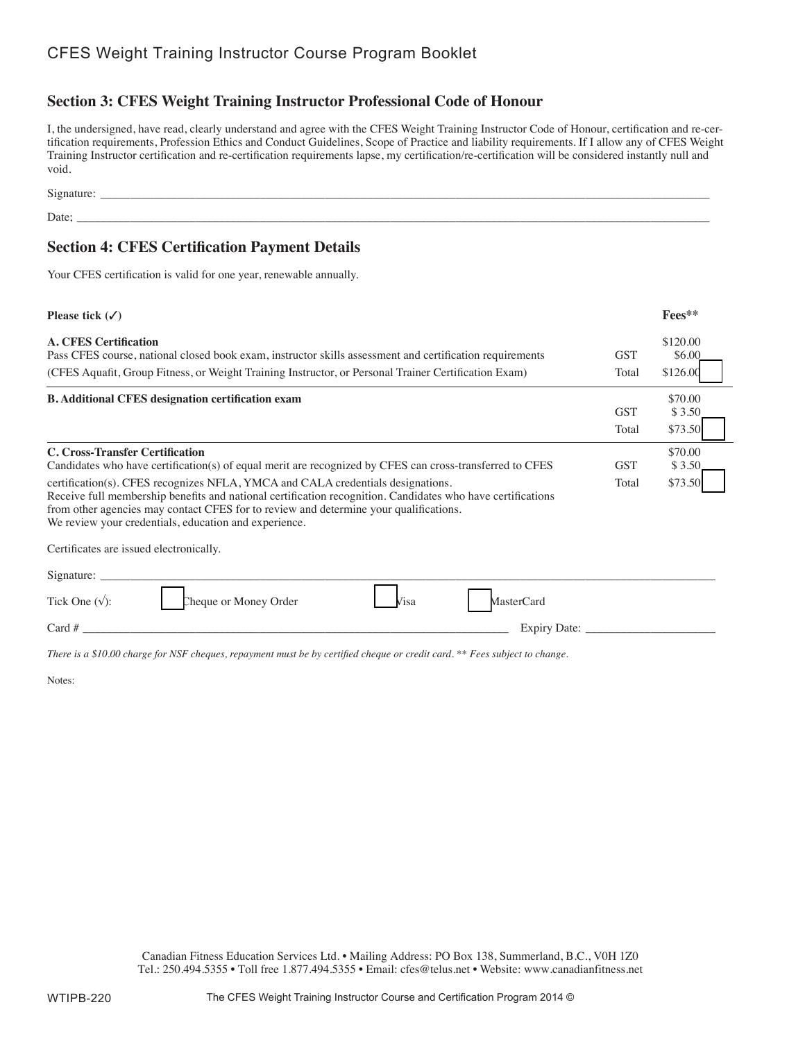## Section 3: CFES Weight Training Instructor Professional Code of Honour

I, the undersigned, have read, clearly understand and agree with the CFES Weight Training Instructor Code of Honour, certification and re-certification requirements, Profession Ethics and Conduct Guidelines, Scope of Practice and liability requirements. If I allow any of CFES Weight Training Instructor certification and re-certification requirements lapse, my certification/re-certification will be considered instantly null and void.

Signature: ___________________________________________

Date; ___________________________________________

## Section 4: CFES Certification Payment Details

Your CFES certification is valid for one year, renewable annually.

| **Please tick (✓)** | | **Fees**** |
|---|---|---|
| **A. CFES Certification**<br>Pass CFES course, national closed book exam, instructor skills assessment and certification requirements | GST | $120.00<br>$6.00 |
| (CFES Aquafit, Group Fitness, or Weight Training Instructor, or Personal Trainer Certification Exam) | Total | $126.00 ☐ |
| **B. Additional CFES designation certification exam** | GST | $70.00<br>$ 3.50 |
| | Total | $73.50 ☐ |
| **C. Cross-Transfer Certification**<br>Candidates who have certification(s) of equal merit are recognized by CFES can cross-transferred to CFES | GST | $70.00<br>$ 3.50 |
| certification(s). CFES recognizes NFLA, YMCA and CALA credentials designations.<br>Receive full membership benefits and national certification recognition. Candidates who have certifications from other agencies may contact CFES for to review and determine your qualifications.<br>We review your credentials, education and experience. | Total | $73.50 ☐ |

Certificates are issued electronically.

Signature: ___________________________________________

Tick One (√): ☐ Cheque or Money Order ☐ Visa ☐ MasterCard

Card # ___________________________________________ Expiry Date: ____________________

*There is a $10.00 charge for NSF cheques, repayment must be by certified cheque or credit card. ** Fees subject to change.*

Notes:

Canadian Fitness Education Services Ltd. • Mailing Address: PO Box 138, Summerland, B.C., V0H 1Z0
Tel.: 250.494.5355 • Toll free 1.877.494.5355 • Email: cfes@telus.net • Website: www.canadianfitness.net